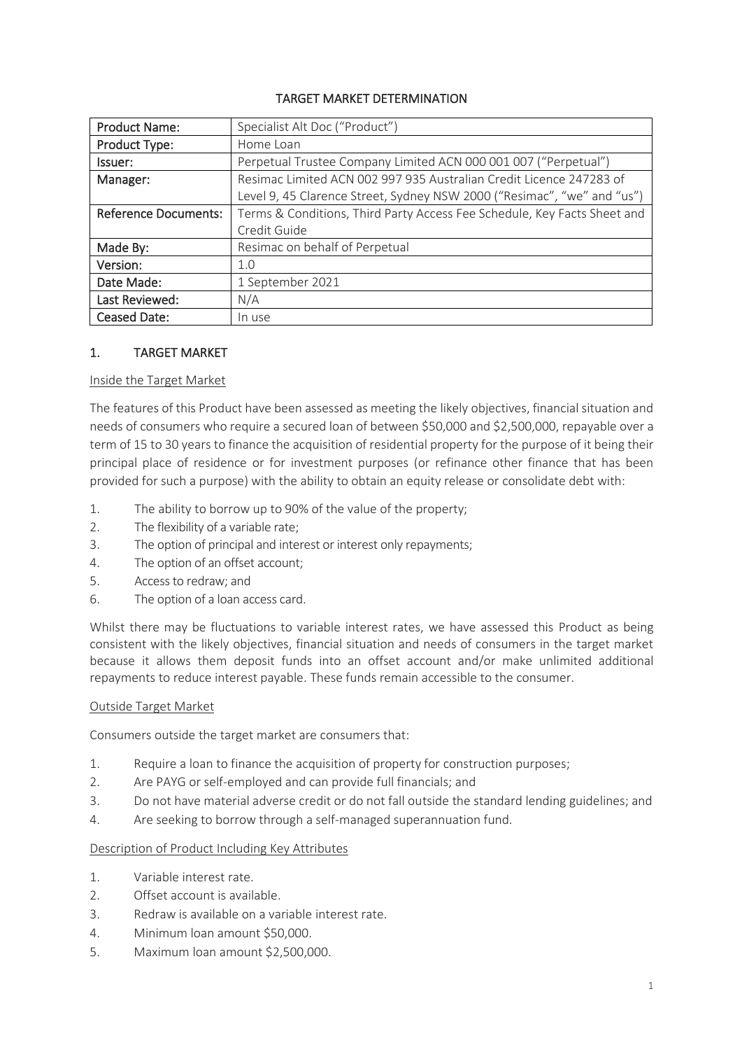# TARGET MARKET DETERMINATION

| Product Name: | Specialist Alt Doc ("Product") |
|---|---|
| Product Type: | Home Loan |
| Issuer: | Perpetual Trustee Company Limited ACN 000 001 007 ("Perpetual") |
| Manager: | Resimac Limited ACN 002 997 935 Australian Credit Licence 247283 of Level 9, 45 Clarence Street, Sydney NSW 2000 ("Resimac", "we" and "us") |
| Reference Documents: | Terms & Conditions, Third Party Access Fee Schedule, Key Facts Sheet and Credit Guide |
| Made By: | Resimac on behalf of Perpetual |
| Version: | 1.0 |
| Date Made: | 1 September 2021 |
| Last Reviewed: | N/A |
| Ceased Date: | In use |

## 1. TARGET MARKET

### Inside the Target Market

The features of this Product have been assessed as meeting the likely objectives, financial situation and needs of consumers who require a secured loan of between $50,000 and $2,500,000, repayable over a term of 15 to 30 years to finance the acquisition of residential property for the purpose of it being their principal place of residence or for investment purposes (or refinance other finance that has been provided for such a purpose) with the ability to obtain an equity release or consolidate debt with:

1. The ability to borrow up to 90% of the value of the property;
2. The flexibility of a variable rate;
3. The option of principal and interest or interest only repayments;
4. The option of an offset account;
5. Access to redraw; and
6. The option of a loan access card.

Whilst there may be fluctuations to variable interest rates, we have assessed this Product as being consistent with the likely objectives, financial situation and needs of consumers in the target market because it allows them deposit funds into an offset account and/or make unlimited additional repayments to reduce interest payable. These funds remain accessible to the consumer.

### Outside Target Market

Consumers outside the target market are consumers that:

1. Require a loan to finance the acquisition of property for construction purposes;
2. Are PAYG or self-employed and can provide full financials; and
3. Do not have material adverse credit or do not fall outside the standard lending guidelines; and
4. Are seeking to borrow through a self-managed superannuation fund.

### Description of Product Including Key Attributes

1. Variable interest rate.
2. Offset account is available.
3. Redraw is available on a variable interest rate.
4. Minimum loan amount $50,000.
5. Maximum loan amount $2,500,000.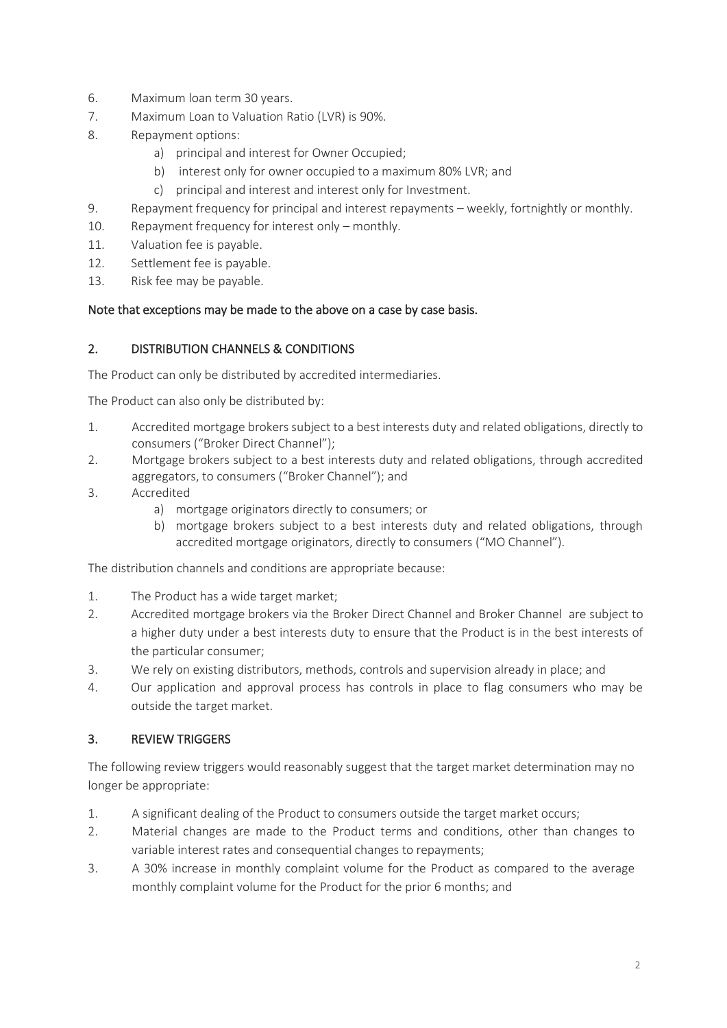6. Maximum loan term 30 years.
7. Maximum Loan to Valuation Ratio (LVR) is 90%.
8. Repayment options:
   a) principal and interest for Owner Occupied;
   b) interest only for owner occupied to a maximum 80% LVR; and
   c) principal and interest and interest only for Investment.
9. Repayment frequency for principal and interest repayments – weekly, fortnightly or monthly.
10. Repayment frequency for interest only – monthly.
11. Valuation fee is payable.
12. Settlement fee is payable.
13. Risk fee may be payable.

Note that exceptions may be made to the above on a case by case basis.

## 2. DISTRIBUTION CHANNELS & CONDITIONS

The Product can only be distributed by accredited intermediaries.

The Product can also only be distributed by:

1. Accredited mortgage brokers subject to a best interests duty and related obligations, directly to consumers ("Broker Direct Channel");
2. Mortgage brokers subject to a best interests duty and related obligations, through accredited aggregators, to consumers ("Broker Channel"); and
3. Accredited
   a) mortgage originators directly to consumers; or
   b) mortgage brokers subject to a best interests duty and related obligations, through accredited mortgage originators, directly to consumers ("MO Channel").

The distribution channels and conditions are appropriate because:

1. The Product has a wide target market;
2. Accredited mortgage brokers via the Broker Direct Channel and Broker Channel are subject to a higher duty under a best interests duty to ensure that the Product is in the best interests of the particular consumer;
3. We rely on existing distributors, methods, controls and supervision already in place; and
4. Our application and approval process has controls in place to flag consumers who may be outside the target market.

## 3. REVIEW TRIGGERS

The following review triggers would reasonably suggest that the target market determination may no longer be appropriate:

1. A significant dealing of the Product to consumers outside the target market occurs;
2. Material changes are made to the Product terms and conditions, other than changes to variable interest rates and consequential changes to repayments;
3. A 30% increase in monthly complaint volume for the Product as compared to the average monthly complaint volume for the Product for the prior 6 months; and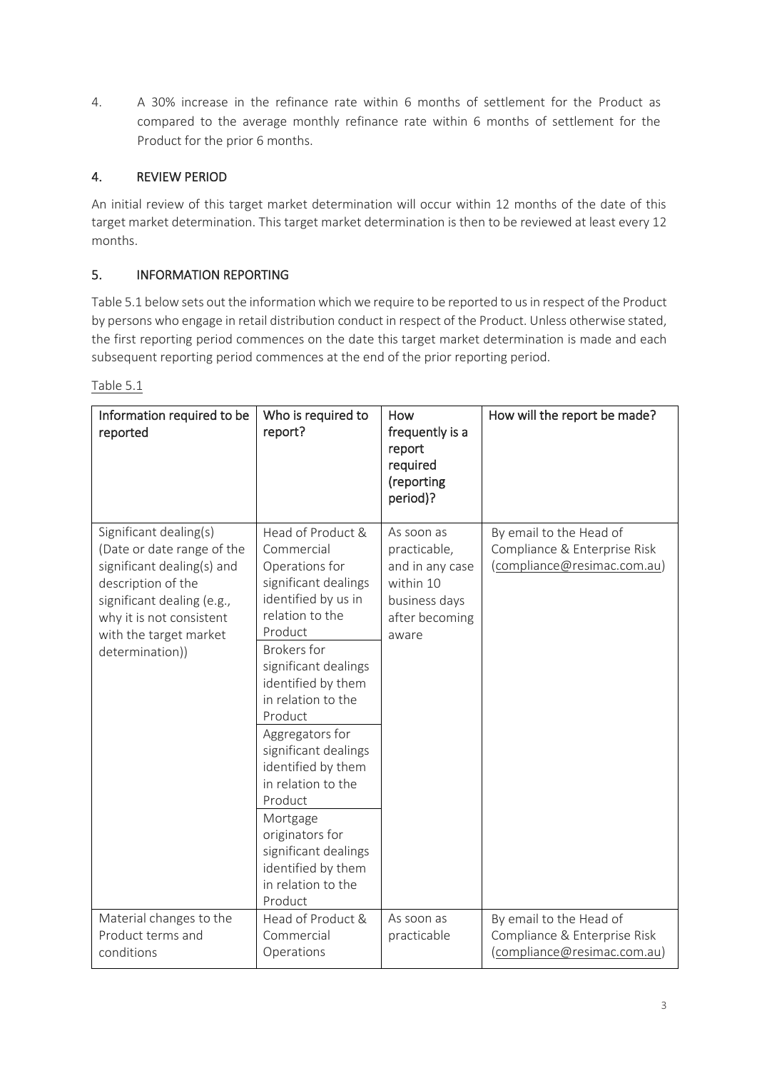4. A 30% increase in the refinance rate within 6 months of settlement for the Product as compared to the average monthly refinance rate within 6 months of settlement for the Product for the prior 6 months.

## 4. REVIEW PERIOD

An initial review of this target market determination will occur within 12 months of the date of this target market determination. This target market determination is then to be reviewed at least every 12 months.

## 5. INFORMATION REPORTING

Table 5.1 below sets out the information which we require to be reported to us in respect of the Product by persons who engage in retail distribution conduct in respect of the Product. Unless otherwise stated, the first reporting period commences on the date this target market determination is made and each subsequent reporting period commences at the end of the prior reporting period.

Table 5.1

| Information required to be reported | Who is required to report? | How frequently is a report required (reporting period)? | How will the report be made? |
|---|---|---|---|
| Significant dealing(s) (Date or date range of the significant dealing(s) and description of the significant dealing (e.g., why it is not consistent with the target market determination)) | Head of Product & Commercial Operations for significant dealings identified by us in relation to the Product<br>Brokers for significant dealings identified by them in relation to the Product<br>Aggregators for significant dealings identified by them in relation to the Product<br>Mortgage originators for significant dealings identified by them in relation to the Product | As soon as practicable, and in any case within 10 business days after becoming aware | By email to the Head of Compliance & Enterprise Risk (compliance@resimac.com.au) |
| Material changes to the Product terms and conditions | Head of Product & Commercial Operations | As soon as practicable | By email to the Head of Compliance & Enterprise Risk (compliance@resimac.com.au) |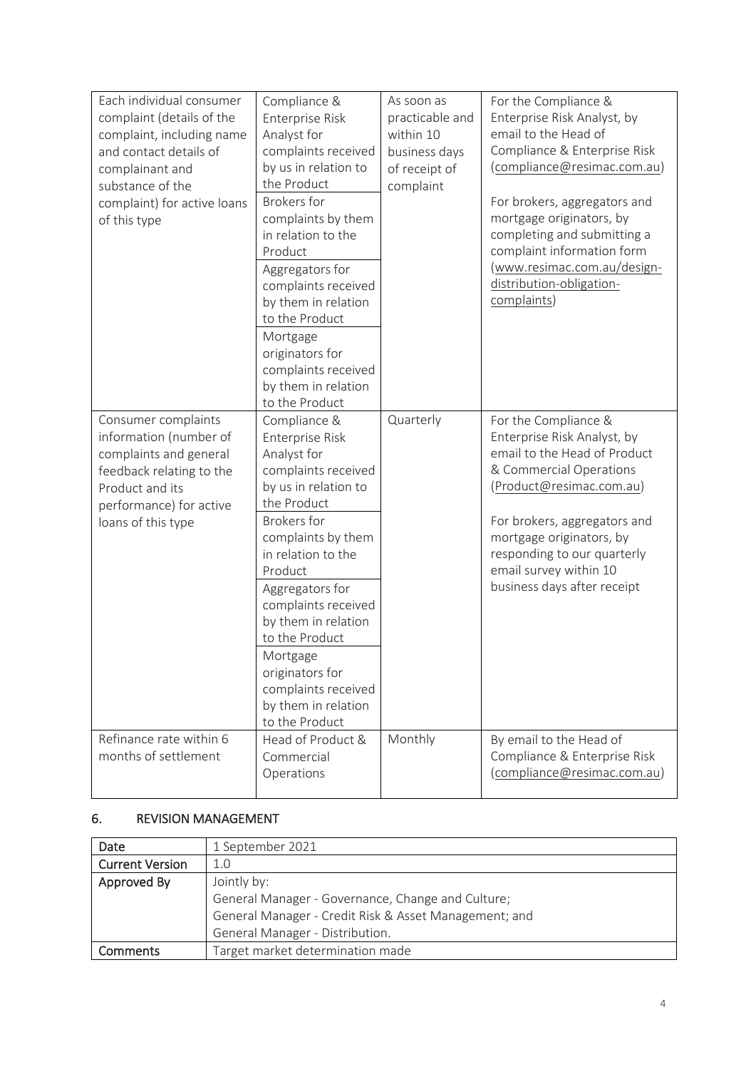| | | | |
|---|---|---|---|
| Each individual consumer complaint (details of the complaint, including name and contact details of complainant and substance of the complaint) for active loans of this type | Compliance & Enterprise Risk Analyst for complaints received by us in relation to the Product | As soon as practicable and within 10 business days of receipt of complaint | For the Compliance & Enterprise Risk Analyst, by email to the Head of Compliance & Enterprise Risk (compliance@resimac.com.au)<br><br>For brokers, aggregators and mortgage originators, by completing and submitting a complaint information form (www.resimac.com.au/design-distribution-obligation-complaints) |
| | Brokers for complaints by them in relation to the Product | | |
| | Aggregators for complaints received by them in relation to the Product | | |
| | Mortgage originators for complaints received by them in relation to the Product | | |
| Consumer complaints information (number of complaints and general feedback relating to the Product and its performance) for active loans of this type | Compliance & Enterprise Risk Analyst for complaints received by us in relation to the Product | Quarterly | For the Compliance & Enterprise Risk Analyst, by email to the Head of Product & Commercial Operations (Product@resimac.com.au)<br><br>For brokers, aggregators and mortgage originators, by responding to our quarterly email survey within 10 business days after receipt |
| | Brokers for complaints by them in relation to the Product | | |
| | Aggregators for complaints received by them in relation to the Product | | |
| | Mortgage originators for complaints received by them in relation to the Product | | |
| Refinance rate within 6 months of settlement | Head of Product & Commercial Operations | Monthly | By email to the Head of Compliance & Enterprise Risk (compliance@resimac.com.au) |

## 6. REVISION MANAGEMENT

| | |
|---|---|
| **Date** | 1 September 2021 |
| **Current Version** | 1.0 |
| **Approved By** | Jointly by:<br>General Manager - Governance, Change and Culture;<br>General Manager - Credit Risk & Asset Management; and<br>General Manager - Distribution. |
| **Comments** | Target market determination made |